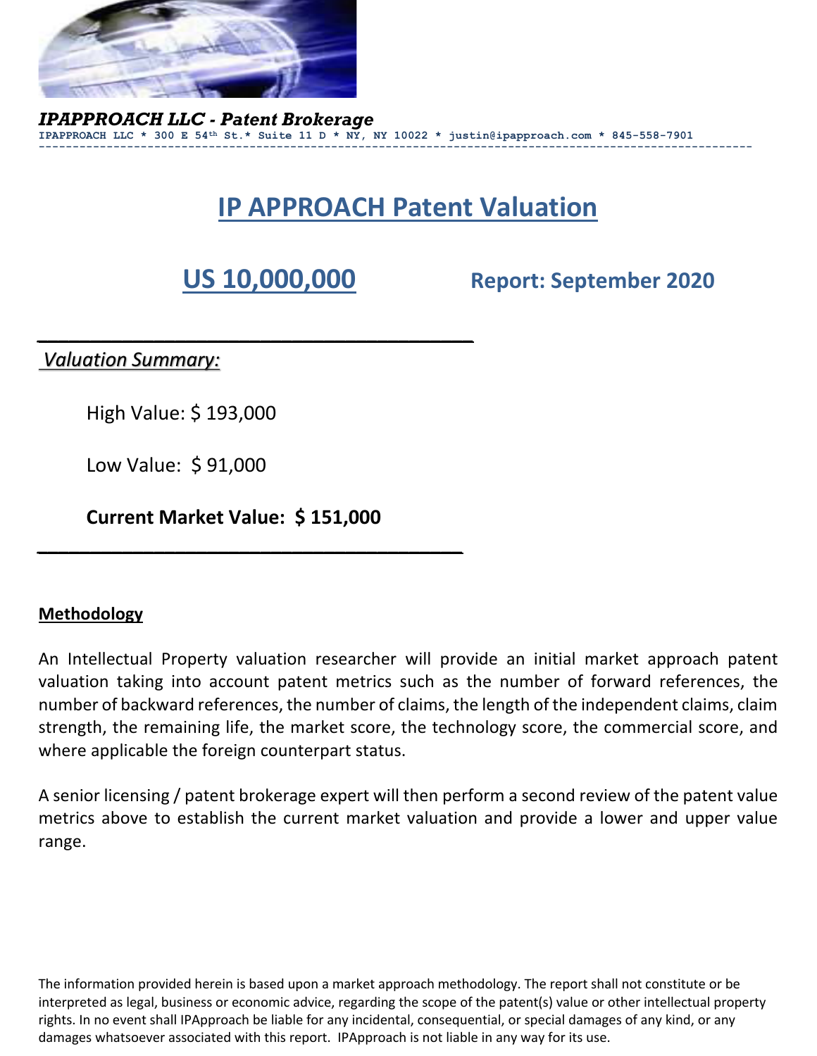***IPAPPROACH LLC - Patent Brokerage***

**IPAPPROACH LLC * 300 E 54th St.* Suite 11 D * NY, NY 10022 * justin@ipapproach.com * 845-558-7901**

---

# IP APPROACH Patent Valuation

## US 10,000,000 Report: September 2020

---

***Valuation Summary:***

High Value: $ 193,000

Low Value: $ 91,000

**Current Market Value: $ 151,000**

---

**Methodology**

An Intellectual Property valuation researcher will provide an initial market approach patent valuation taking into account patent metrics such as the number of forward references, the number of backward references, the number of claims, the length of the independent claims, claim strength, the remaining life, the market score, the technology score, the commercial score, and where applicable the foreign counterpart status.

A senior licensing / patent brokerage expert will then perform a second review of the patent value metrics above to establish the current market valuation and provide a lower and upper value range.

The information provided herein is based upon a market approach methodology. The report shall not constitute or be interpreted as legal, business or economic advice, regarding the scope of the patent(s) value or other intellectual property rights. In no event shall IPApproach be liable for any incidental, consequential, or special damages of any kind, or any damages whatsoever associated with this report. IPApproach is not liable in any way for its use.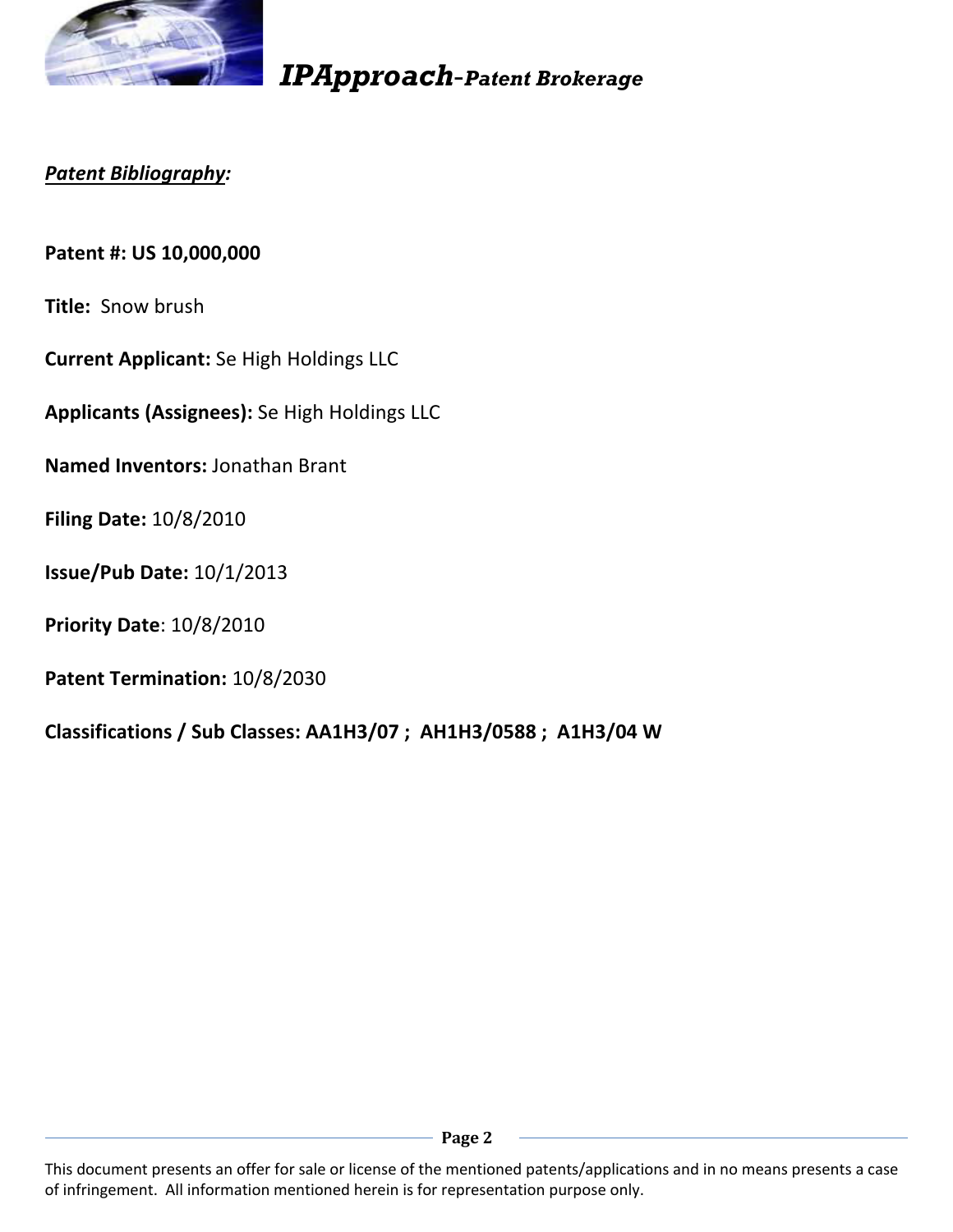***Patent Bibliography:***

**Patent #: US 10,000,000**

**Title:** Snow brush

**Current Applicant:** Se High Holdings LLC

**Applicants (Assignees):** Se High Holdings LLC

**Named Inventors:** Jonathan Brant

**Filing Date:** 10/8/2010

**Issue/Pub Date:** 10/1/2013

**Priority Date**: 10/8/2010

**Patent Termination:** 10/8/2030

**Classifications / Sub Classes: AA1H3/07 ; AH1H3/0588 ; A1H3/04 W**

This document presents an offer for sale or license of the mentioned patents/applications and in no means presents a case of infringement. All information mentioned herein is for representation purpose only.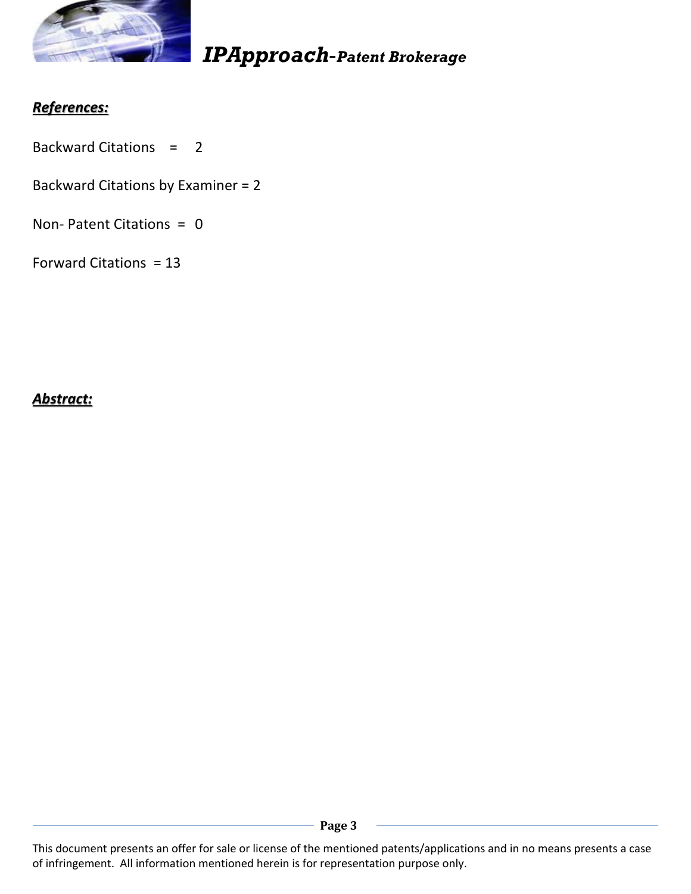***References:***

Backward Citations = 2

Backward Citations by Examiner = 2

Non- Patent Citations = 0

Forward Citations = 13

***Abstract:***

This document presents an offer for sale or license of the mentioned patents/applications and in no means presents a case of infringement. All information mentioned herein is for representation purpose only.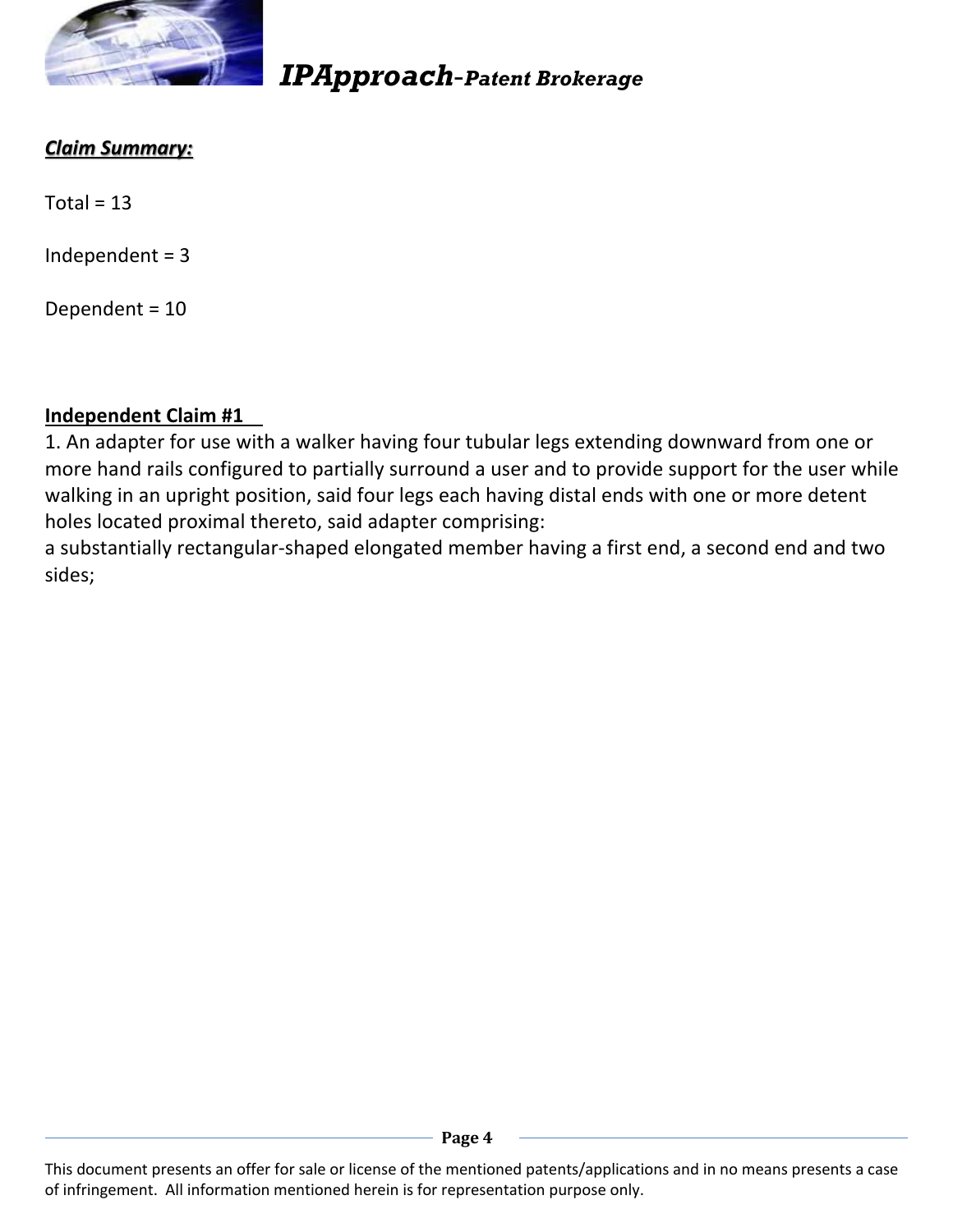***Claim Summary:***

Total = 13

Independent = 3

Dependent = 10

**Independent Claim #1**

1. An adapter for use with a walker having four tubular legs extending downward from one or more hand rails configured to partially surround a user and to provide support for the user while walking in an upright position, said four legs each having distal ends with one or more detent holes located proximal thereto, said adapter comprising:

a substantially rectangular-shaped elongated member having a first end, a second end and two sides;

This document presents an offer for sale or license of the mentioned patents/applications and in no means presents a case of infringement. All information mentioned herein is for representation purpose only.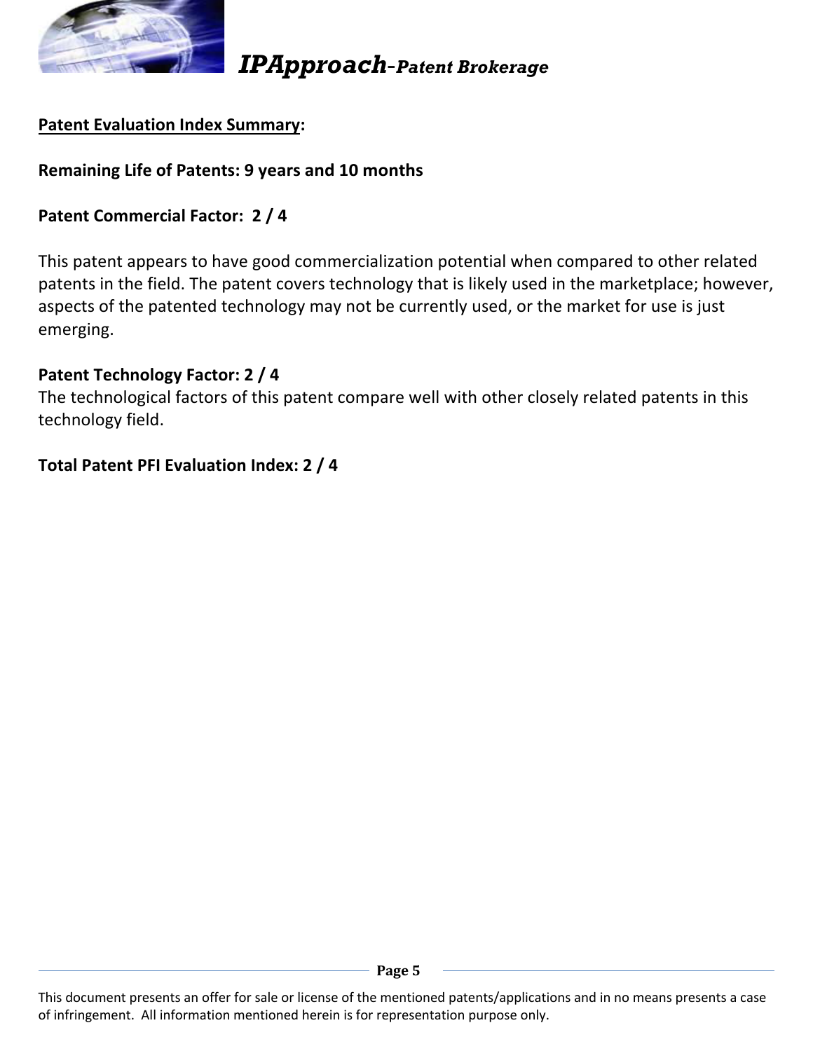__Patent Evaluation Index Summary__:

**Remaining Life of Patents: 9 years and 10 months**

**Patent Commercial Factor: 2 / 4**

This patent appears to have good commercialization potential when compared to other related patents in the field. The patent covers technology that is likely used in the marketplace; however, aspects of the patented technology may not be currently used, or the market for use is just emerging.

**Patent Technology Factor: 2 / 4**

The technological factors of this patent compare well with other closely related patents in this technology field.

**Total Patent PFI Evaluation Index: 2 / 4**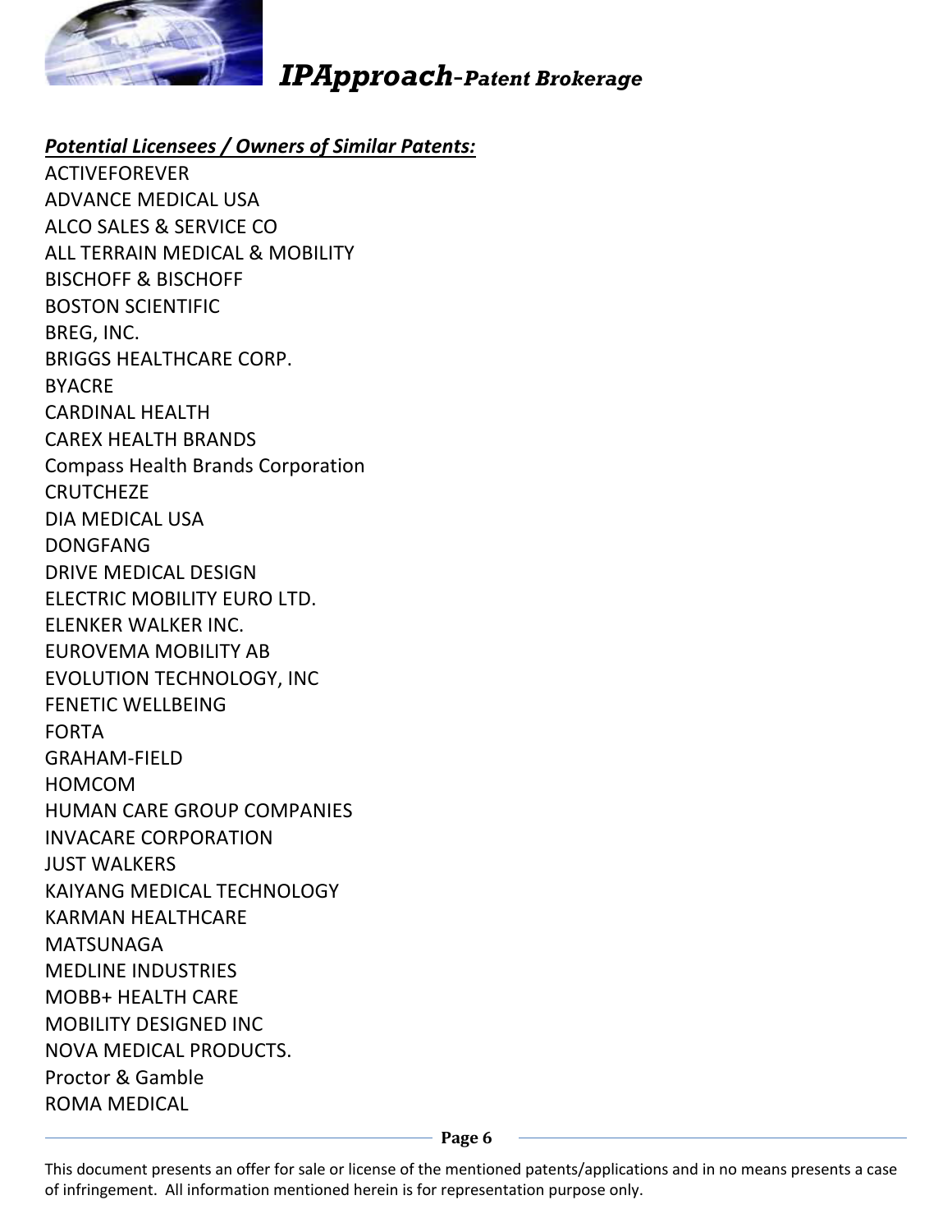***Potential Licensees / Owners of Similar Patents:***

ACTIVEFOREVER
ADVANCE MEDICAL USA
ALCO SALES & SERVICE CO
ALL TERRAIN MEDICAL & MOBILITY
BISCHOFF & BISCHOFF
BOSTON SCIENTIFIC
BREG, INC.
BRIGGS HEALTHCARE CORP.
BYACRE
CARDINAL HEALTH
CAREX HEALTH BRANDS
Compass Health Brands Corporation
CRUTCHEZE
DIA MEDICAL USA
DONGFANG
DRIVE MEDICAL DESIGN
ELECTRIC MOBILITY EURO LTD.
ELENKER WALKER INC.
EUROVEMA MOBILITY AB
EVOLUTION TECHNOLOGY, INC
FENETIC WELLBEING
FORTA
GRAHAM-FIELD
HOMCOM
HUMAN CARE GROUP COMPANIES
INVACARE CORPORATION
JUST WALKERS
KAIYANG MEDICAL TECHNOLOGY
KARMAN HEALTHCARE
MATSUNAGA
MEDLINE INDUSTRIES
MOBB+ HEALTH CARE
MOBILITY DESIGNED INC
NOVA MEDICAL PRODUCTS.
Proctor & Gamble
ROMA MEDICAL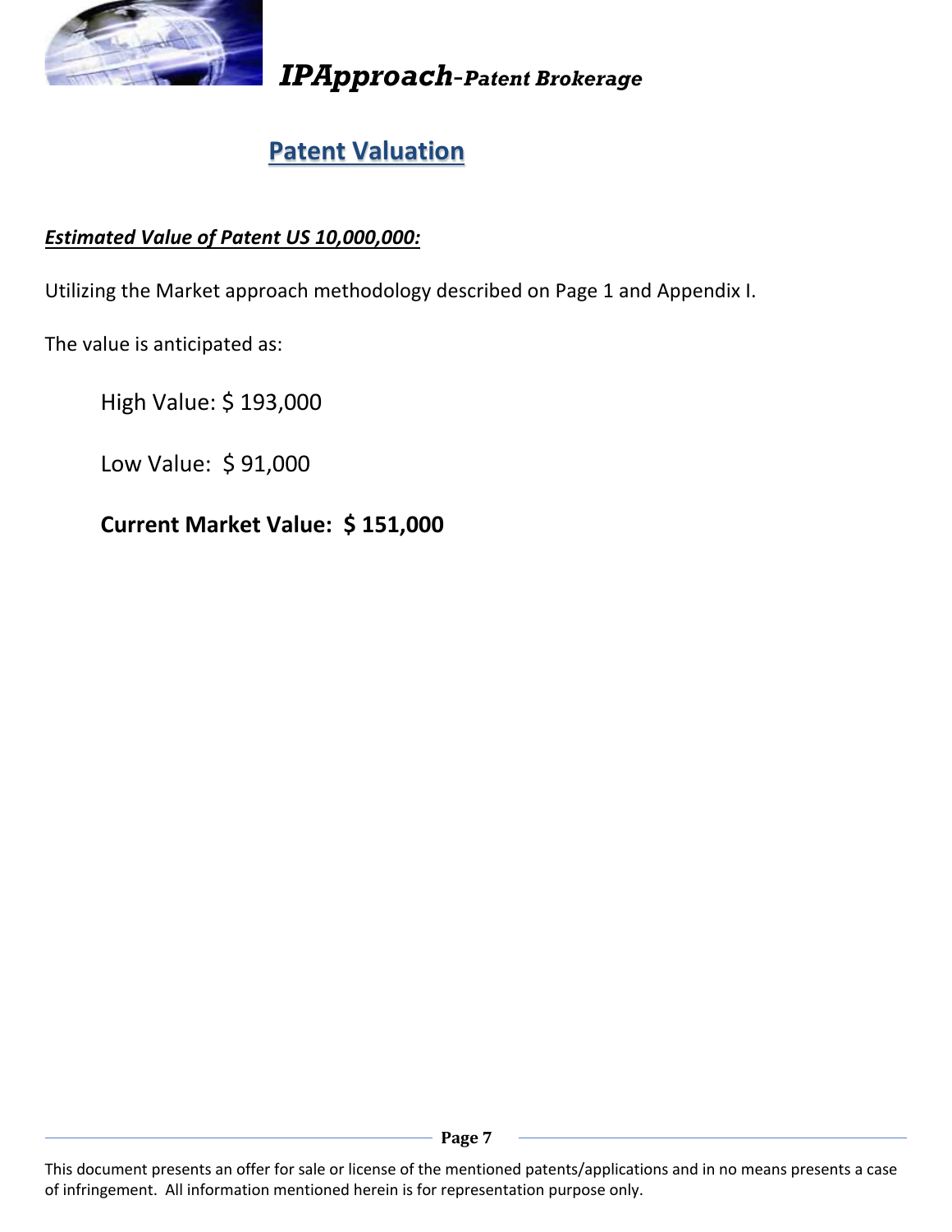## Patent Valuation

***Estimated Value of Patent US 10,000,000:***

Utilizing the Market approach methodology described on Page 1 and Appendix I.

The value is anticipated as:

High Value: $ 193,000

Low Value: $ 91,000

**Current Market Value: $ 151,000**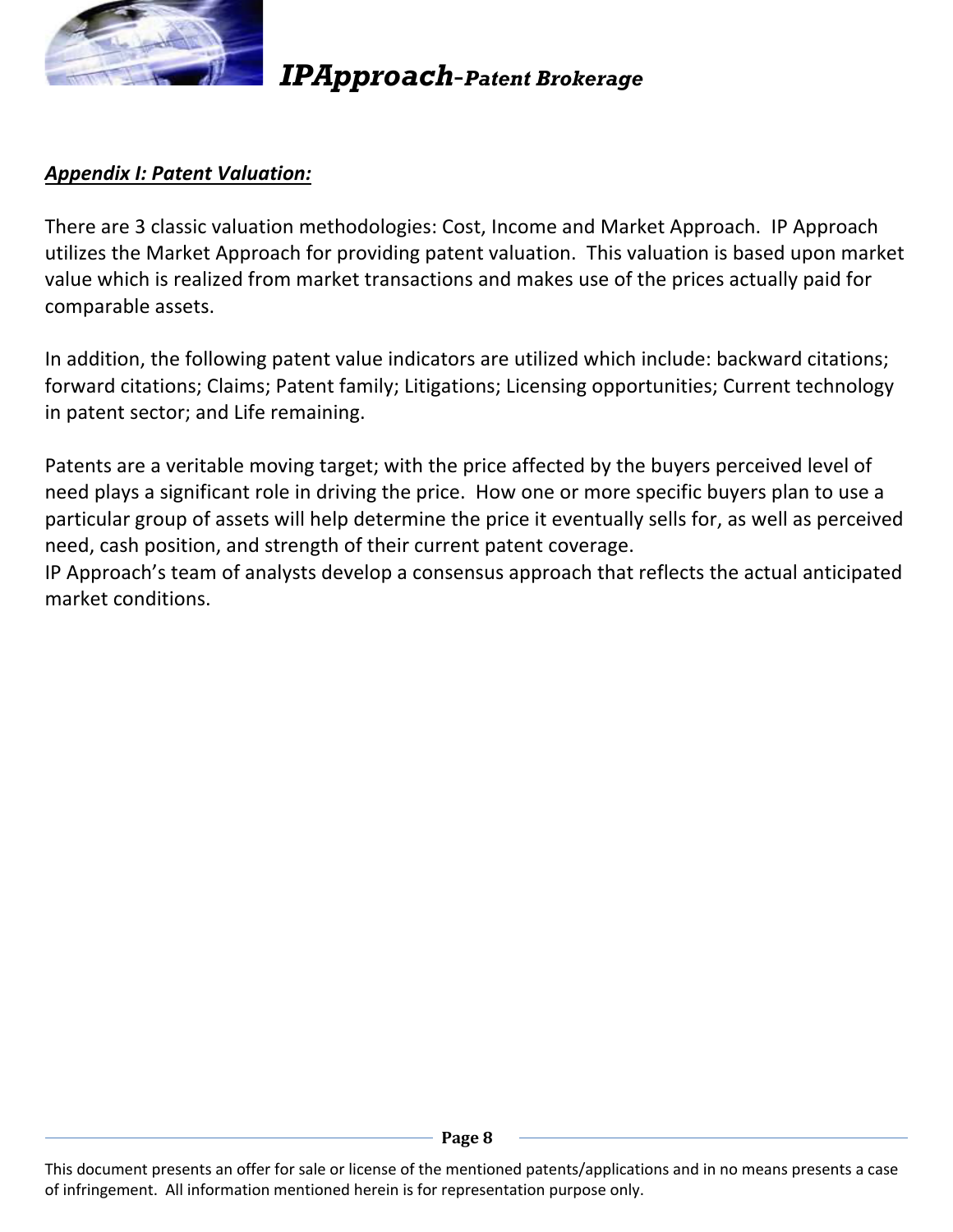## ***Appendix I: Patent Valuation:***

There are 3 classic valuation methodologies: Cost, Income and Market Approach. IP Approach utilizes the Market Approach for providing patent valuation. This valuation is based upon market value which is realized from market transactions and makes use of the prices actually paid for comparable assets.

In addition, the following patent value indicators are utilized which include: backward citations; forward citations; Claims; Patent family; Litigations; Licensing opportunities; Current technology in patent sector; and Life remaining.

Patents are a veritable moving target; with the price affected by the buyers perceived level of need plays a significant role in driving the price. How one or more specific buyers plan to use a particular group of assets will help determine the price it eventually sells for, as well as perceived need, cash position, and strength of their current patent coverage.
IP Approach's team of analysts develop a consensus approach that reflects the actual anticipated market conditions.

This document presents an offer for sale or license of the mentioned patents/applications and in no means presents a case of infringement. All information mentioned herein is for representation purpose only.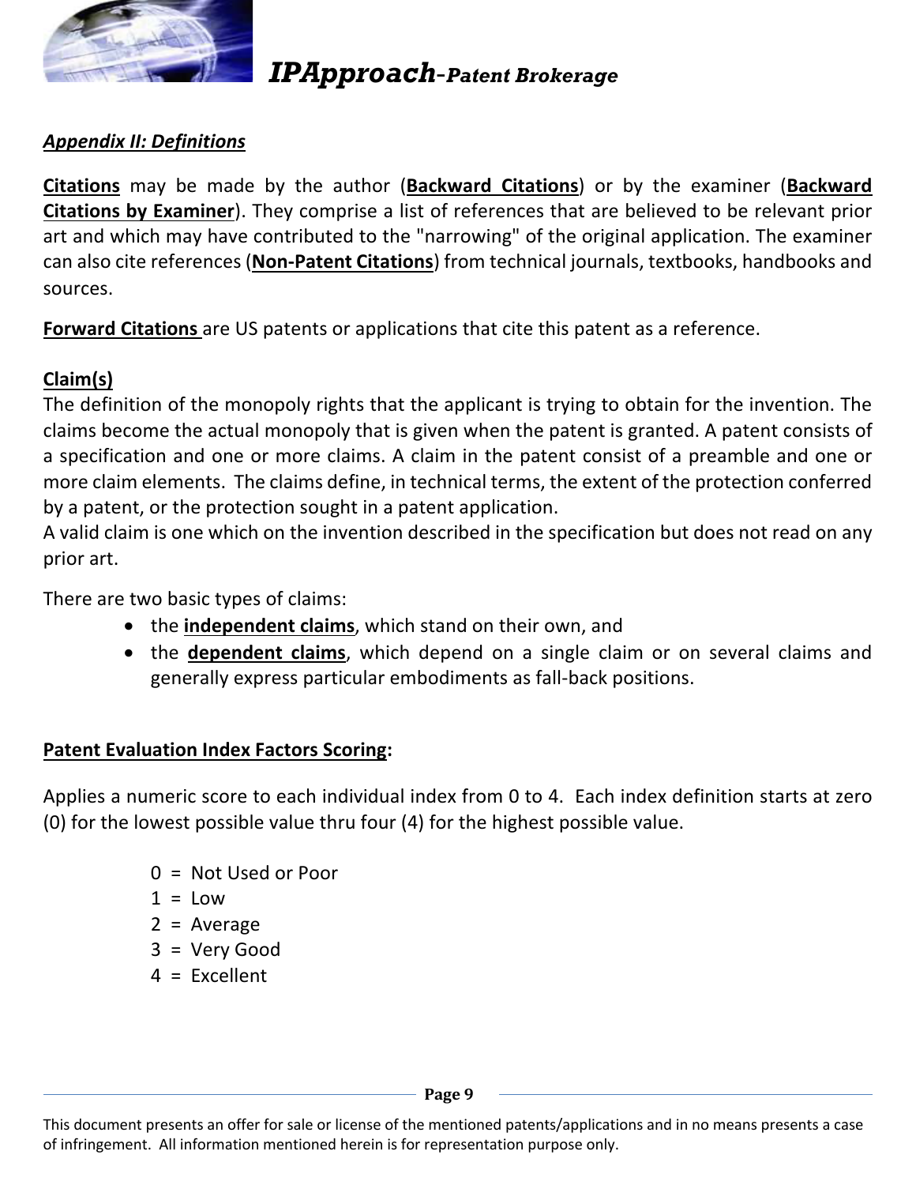***Appendix II: Definitions***

**Citations** may be made by the author (**Backward Citations**) or by the examiner (**Backward Citations by Examiner**). They comprise a list of references that are believed to be relevant prior art and which may have contributed to the "narrowing" of the original application. The examiner can also cite references (**Non-Patent Citations**) from technical journals, textbooks, handbooks and sources.

**Forward Citations** are US patents or applications that cite this patent as a reference.

**Claim(s)**

The definition of the monopoly rights that the applicant is trying to obtain for the invention. The claims become the actual monopoly that is given when the patent is granted. A patent consists of a specification and one or more claims. A claim in the patent consist of a preamble and one or more claim elements. The claims define, in technical terms, the extent of the protection conferred by a patent, or the protection sought in a patent application.
A valid claim is one which on the invention described in the specification but does not read on any prior art.

There are two basic types of claims:

- the **independent claims**, which stand on their own, and
- the **dependent claims**, which depend on a single claim or on several claims and generally express particular embodiments as fall-back positions.

**Patent Evaluation Index Factors Scoring:**

Applies a numeric score to each individual index from 0 to 4. Each index definition starts at zero (0) for the lowest possible value thru four (4) for the highest possible value.

0 = Not Used or Poor
1 = Low
2 = Average
3 = Very Good
4 = Excellent

This document presents an offer for sale or license of the mentioned patents/applications and in no means presents a case of infringement. All information mentioned herein is for representation purpose only.